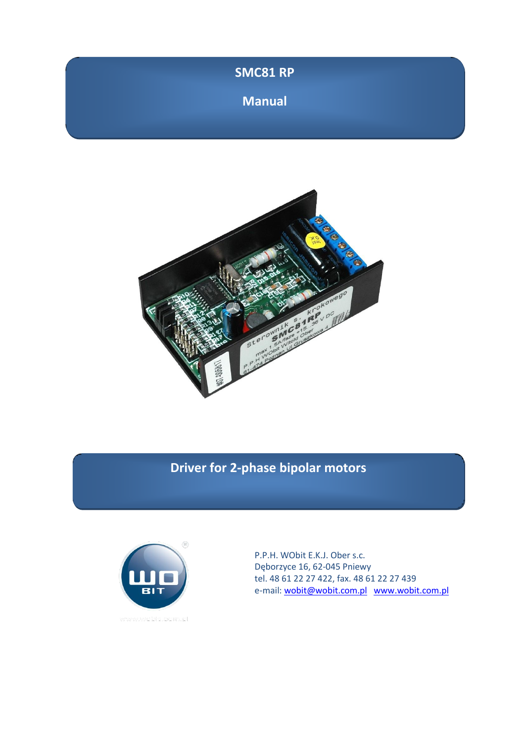# SMC81 RP

## Manual

## Driver for 2-phase bipolar motors

P.P.H. WObit E.K.J. Ober s.c.
Dęborzyce 16, 62-045 Pniewy
tel. 48 61 22 27 422, fax. 48 61 22 27 439
e-mail: wobit@wobit.com.pl www.wobit.com.pl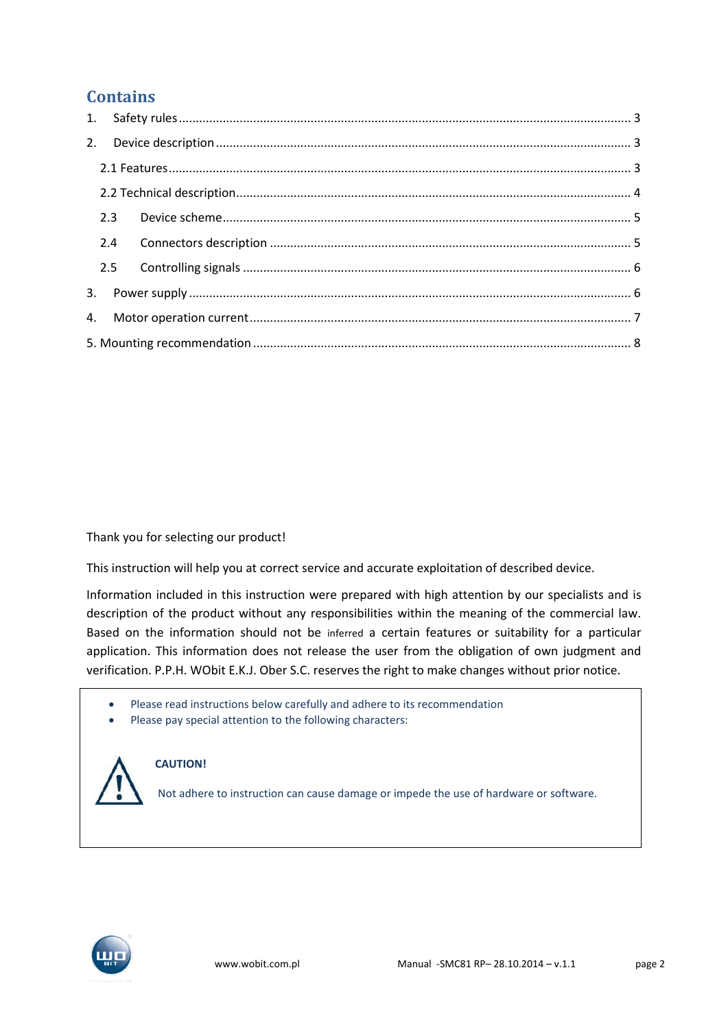## Contains

1. Safety rules ........................................................................................................................ 3
2. Device description ............................................................................................................. 3
   - 2.1 Features ........................................................................................................................ 3
   - 2.2 Technical description .................................................................................................... 4
   - 2.3 Device scheme ............................................................................................................. 5
   - 2.4 Connectors description ................................................................................................ 5
   - 2.5 Controlling signals ....................................................................................................... 6
3. Power supply ...................................................................................................................... 6
4. Motor operation current ..................................................................................................... 7
5. Mounting recommendation .................................................................................................. 8

Thank you for selecting our product!

This instruction will help you at correct service and accurate exploitation of described device.

Information included in this instruction were prepared with high attention by our specialists and is description of the product without any responsibilities within the meaning of the commercial law. Based on the information should not be inferred a certain features or suitability for a particular application. This information does not release the user from the obligation of own judgment and verification. P.P.H. WObit E.K.J. Ober S.C. reserves the right to make changes without prior notice.

- Please read instructions below carefully and adhere to its recommendation
- Please pay special attention to the following characters:

**CAUTION!**

Not adhere to instruction can cause damage or impede the use of hardware or software.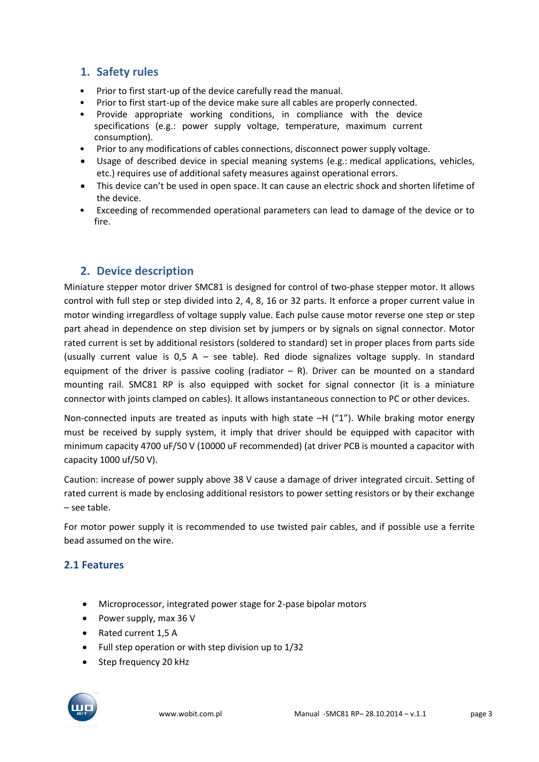## 1. Safety rules

- Prior to first start-up of the device carefully read the manual.
- Prior to first start-up of the device make sure all cables are properly connected.
- Provide appropriate working conditions, in compliance with the device specifications (e.g.: power supply voltage, temperature, maximum current consumption).
- Prior to any modifications of cables connections, disconnect power supply voltage.
- Usage of described device in special meaning systems (e.g.: medical applications, vehicles, etc.) requires use of additional safety measures against operational errors.
- This device can't be used in open space. It can cause an electric shock and shorten lifetime of the device.
- Exceeding of recommended operational parameters can lead to damage of the device or to fire.

## 2. Device description

Miniature stepper motor driver SMC81 is designed for control of two-phase stepper motor. It allows control with full step or step divided into 2, 4, 8, 16 or 32 parts. It enforce a proper current value in motor winding irregardless of voltage supply value. Each pulse cause motor reverse one step or step part ahead in dependence on step division set by jumpers or by signals on signal connector. Motor rated current is set by additional resistors (soldered to standard) set in proper places from parts side (usually current value is 0,5 A – see table). Red diode signalizes voltage supply. In standard equipment of the driver is passive cooling (radiator – R). Driver can be mounted on a standard mounting rail. SMC81 RP is also equipped with socket for signal connector (it is a miniature connector with joints clamped on cables). It allows instantaneous connection to PC or other devices.

Non-connected inputs are treated as inputs with high state –H ("1"). While braking motor energy must be received by supply system, it imply that driver should be equipped with capacitor with minimum capacity 4700 uF/50 V (10000 uF recommended) (at driver PCB is mounted a capacitor with capacity 1000 uf/50 V).

Caution: increase of power supply above 38 V cause a damage of driver integrated circuit. Setting of rated current is made by enclosing additional resistors to power setting resistors or by their exchange – see table.

For motor power supply it is recommended to use twisted pair cables, and if possible use a ferrite bead assumed on the wire.

### 2.1 Features

- Microprocessor, integrated power stage for 2-pase bipolar motors
- Power supply, max 36 V
- Rated current 1,5 A
- Full step operation or with step division up to 1/32
- Step frequency 20 kHz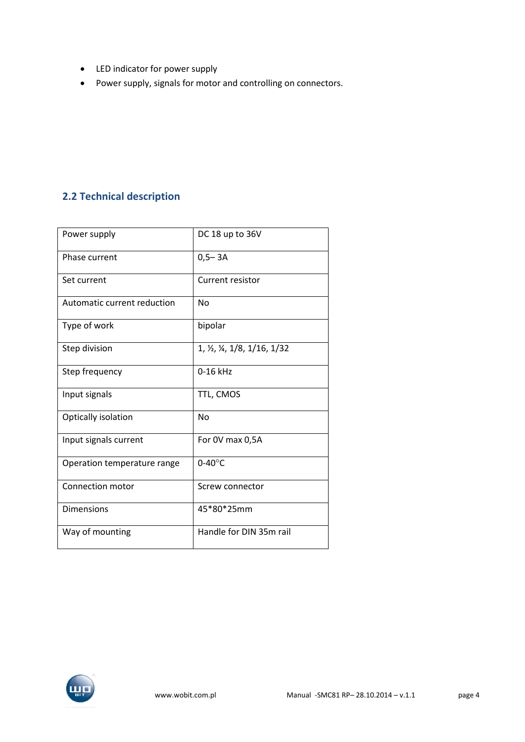- LED indicator for power supply
- Power supply, signals for motor and controlling on connectors.

## 2.2 Technical description

| Power supply | DC 18 up to 36V |
| --- | --- |
| Phase current | 0,5– 3A |
| Set current | Current resistor |
| Automatic current reduction | No |
| Type of work | bipolar |
| Step division | 1, ½, ¼, 1/8, 1/16, 1/32 |
| Step frequency | 0-16 kHz |
| Input signals | TTL, CMOS |
| Optically isolation | No |
| Input signals current | For 0V max 0,5A |
| Operation temperature range | 0-40°C |
| Connection motor | Screw connector |
| Dimensions | 45*80*25mm |
| Way of mounting | Handle for DIN 35m rail |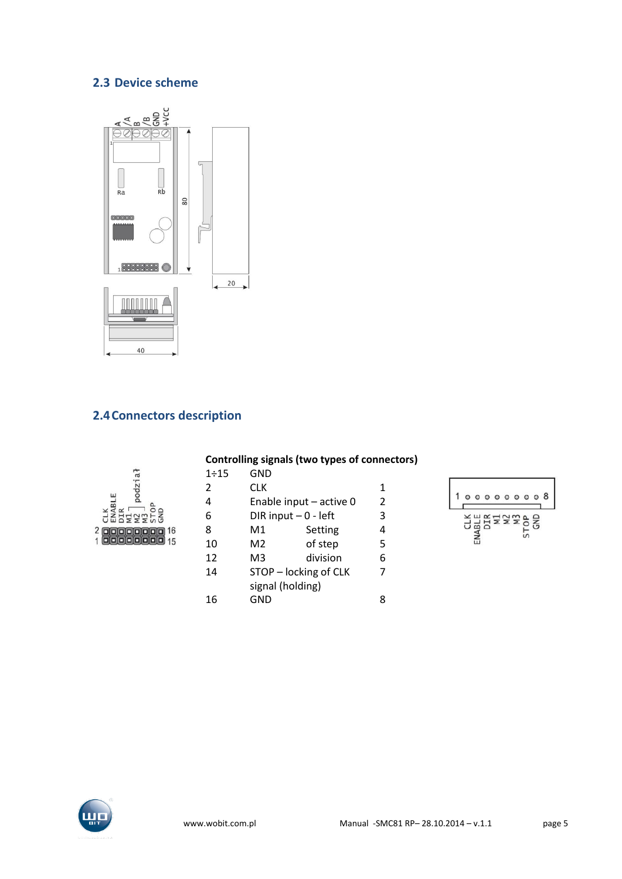## 2.3 Device scheme

## 2.4 Connectors description

**Controlling signals (two types of connectors)**

| | | |
|---|---|---|
| 1÷15 | GND | |
| 2 | CLK | 1 |
| 4 | Enable input – active 0 | 2 |
| 6 | DIR input – 0 - left | 3 |
| 8 | M1 Setting | 4 |
| 10 | M2 of step | 5 |
| 12 | M3 division | 6 |
| 14 | STOP – locking of CLK signal (holding) | 7 |
| 16 | GND | 8 |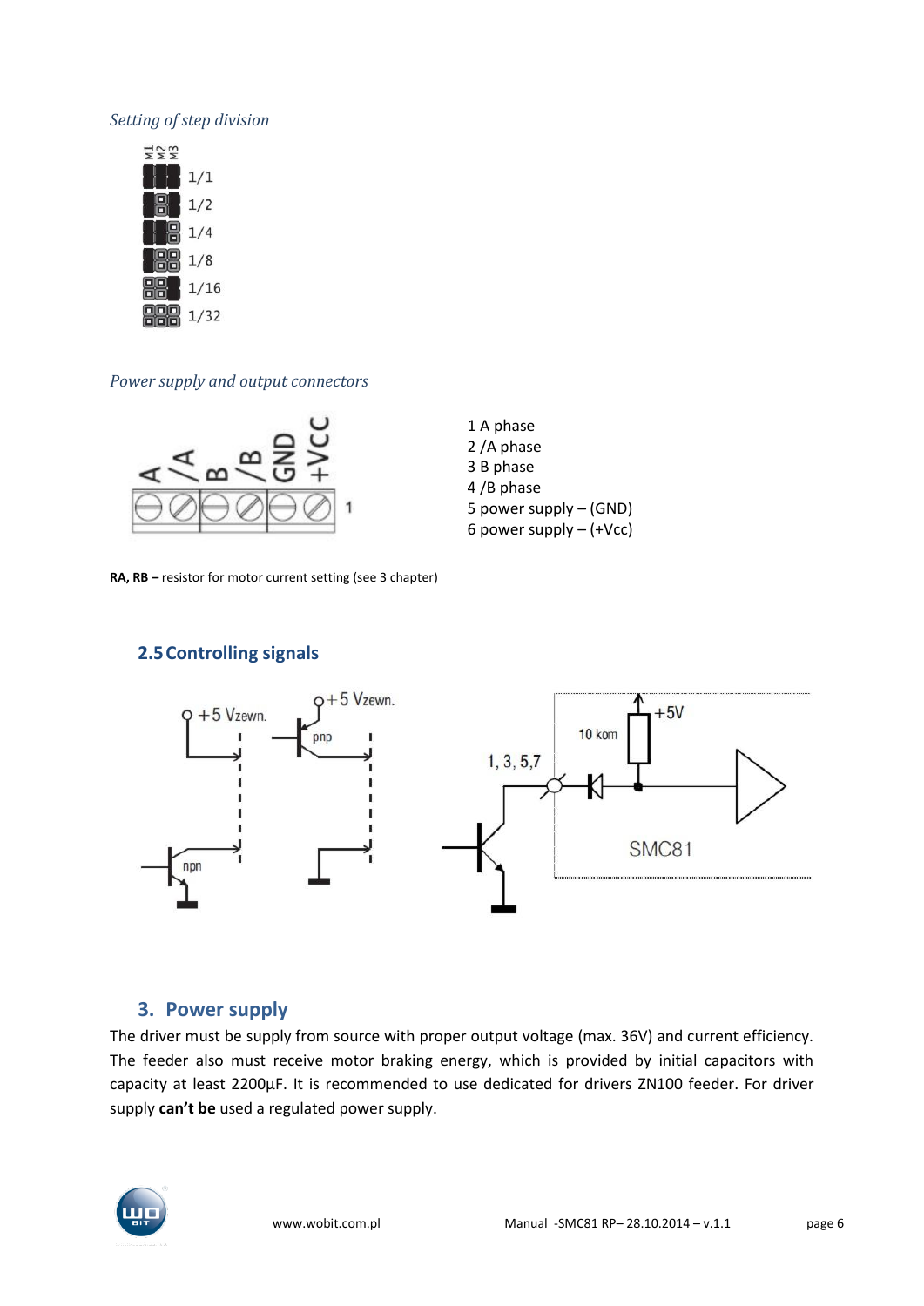*Setting of step division*

| M1 M2 M3 | |
|---|---|
| | 1/1 |
| | 1/2 |
| | 1/4 |
| | 1/8 |
| | 1/16 |
| | 1/32 |

*Power supply and output connectors*

1 A phase
2 /A phase
3 B phase
4 /B phase
5 power supply – (GND)
6 power supply – (+Vcc)

**RA, RB –** resistor for motor current setting (see 3 chapter)

## 2.5 Controlling signals

## 3. Power supply

The driver must be supply from source with proper output voltage (max. 36V) and current efficiency. The feeder also must receive motor braking energy, which is provided by initial capacitors with capacity at least 2200µF. It is recommended to use dedicated for drivers ZN100 feeder. For driver supply **can't be** used a regulated power supply.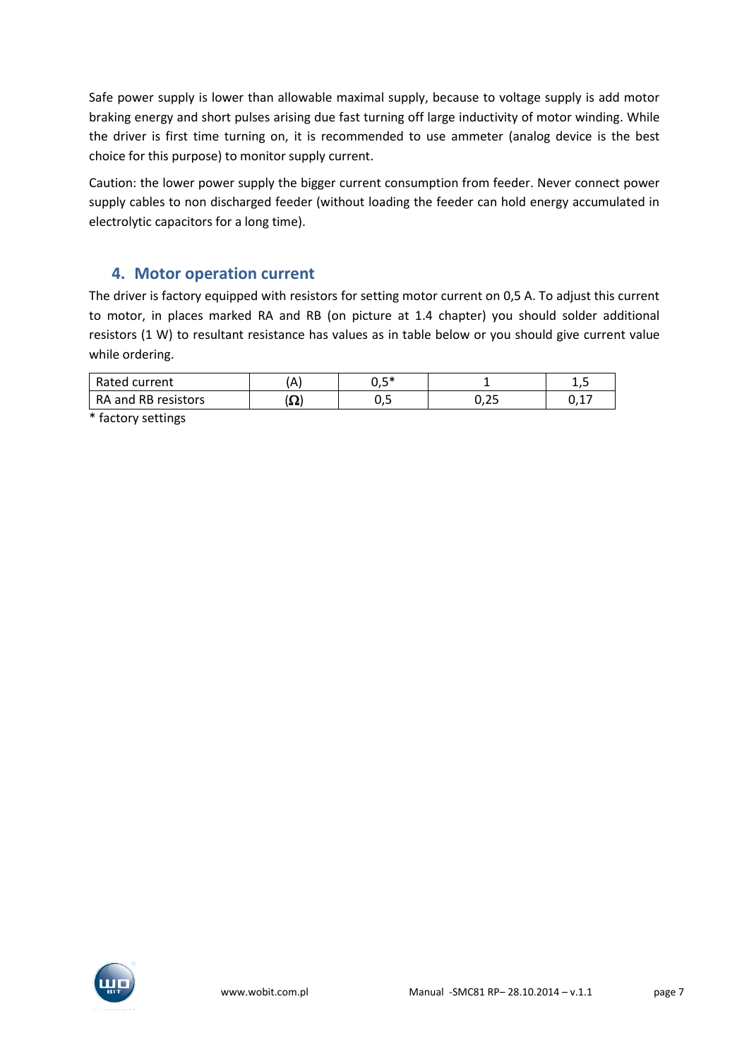Safe power supply is lower than allowable maximal supply, because to voltage supply is add motor braking energy and short pulses arising due fast turning off large inductivity of motor winding. While the driver is first time turning on, it is recommended to use ammeter (analog device is the best choice for this purpose) to monitor supply current.

Caution: the lower power supply the bigger current consumption from feeder. Never connect power supply cables to non discharged feeder (without loading the feeder can hold energy accumulated in electrolytic capacitors for a long time).

## 4. Motor operation current

The driver is factory equipped with resistors for setting motor current on 0,5 A. To adjust this current to motor, in places marked RA and RB (on picture at 1.4 chapter) you should solder additional resistors (1 W) to resultant resistance has values as in table below or you should give current value while ordering.

| Rated current | (A) | 0,5* | 1 | 1,5 |
|---|---|---|---|---|
| RA and RB resistors | (Ω) | 0,5 | 0,25 | 0,17 |

* factory settings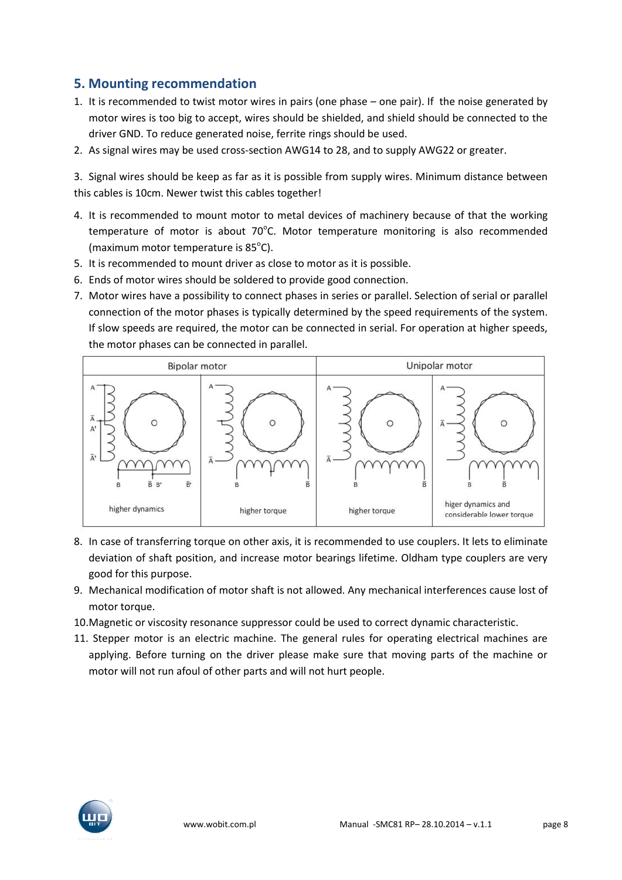## 5. Mounting recommendation

1. It is recommended to twist motor wires in pairs (one phase – one pair). If the noise generated by motor wires is too big to accept, wires should be shielded, and shield should be connected to the driver GND. To reduce generated noise, ferrite rings should be used.
2. As signal wires may be used cross-section AWG14 to 28, and to supply AWG22 or greater.

3. Signal wires should be keep as far as it is possible from supply wires. Minimum distance between this cables is 10cm. Newer twist this cables together!

4. It is recommended to mount motor to metal devices of machinery because of that the working temperature of motor is about 70°C. Motor temperature monitoring is also recommended (maximum motor temperature is 85°C).
5. It is recommended to mount driver as close to motor as it is possible.
6. Ends of motor wires should be soldered to provide good connection.
7. Motor wires have a possibility to connect phases in series or parallel. Selection of serial or parallel connection of the motor phases is typically determined by the speed requirements of the system. If slow speeds are required, the motor can be connected in serial. For operation at higher speeds, the motor phases can be connected in parallel.

| Bipolar motor | | Unipolar motor | |
|---|---|---|---|
| higher dynamics | higher torque | higher torque | higer dynamics and considerable lower torque |

8. In case of transferring torque on other axis, it is recommended to use couplers. It lets to eliminate deviation of shaft position, and increase motor bearings lifetime. Oldham type couplers are very good for this purpose.
9. Mechanical modification of motor shaft is not allowed. Any mechanical interferences cause lost of motor torque.
10. Magnetic or viscosity resonance suppressor could be used to correct dynamic characteristic.
11. Stepper motor is an electric machine. The general rules for operating electrical machines are applying. Before turning on the driver please make sure that moving parts of the machine or motor will not run afoul of other parts and will not hurt people.